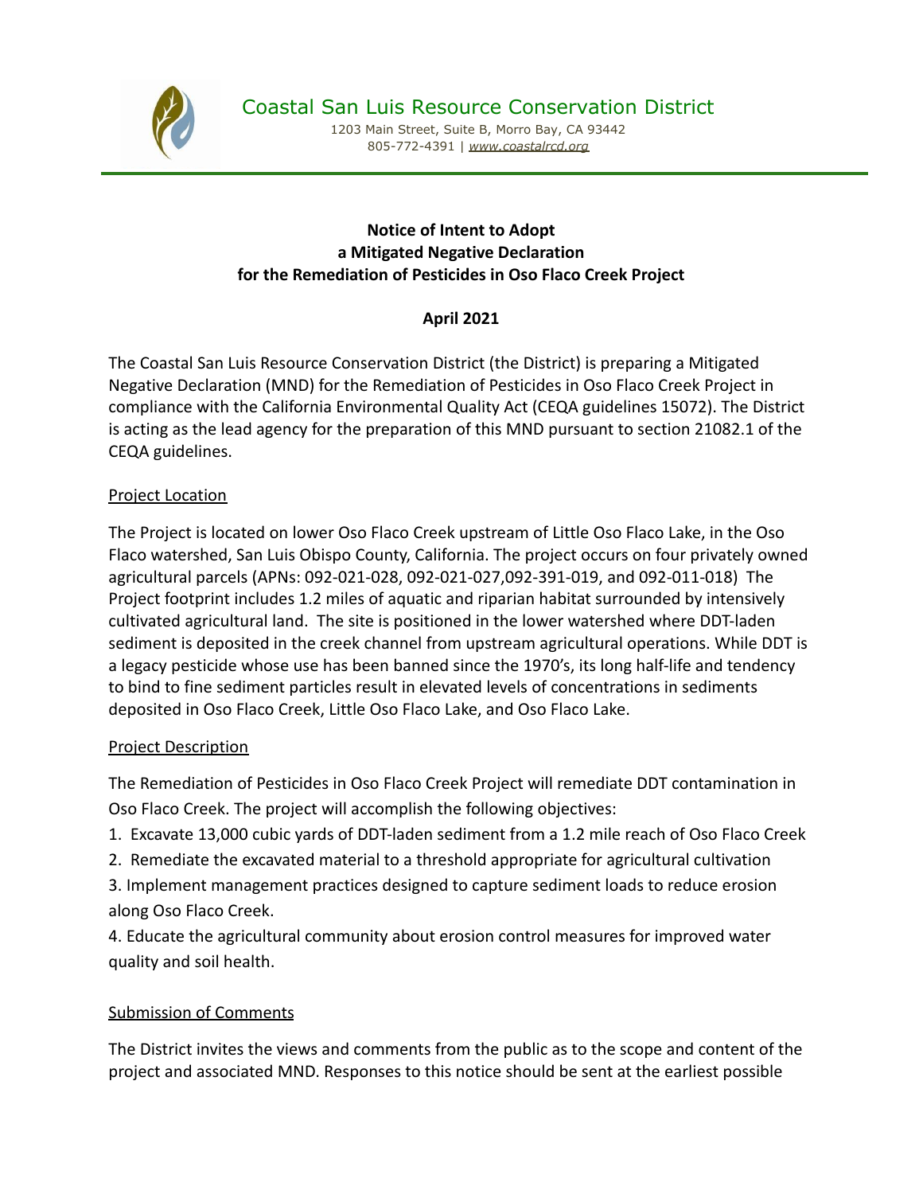Coastal San Luis Resource Conservation District

1203 Main Street, Suite B, Morro Bay, CA 93442
805-772-4391 | *www.coastalrcd.org*

**Notice of Intent to Adopt**
**a Mitigated Negative Declaration**
**for the Remediation of Pesticides in Oso Flaco Creek Project**

**April 2021**

The Coastal San Luis Resource Conservation District (the District) is preparing a Mitigated Negative Declaration (MND) for the Remediation of Pesticides in Oso Flaco Creek Project in compliance with the California Environmental Quality Act (CEQA guidelines 15072). The District is acting as the lead agency for the preparation of this MND pursuant to section 21082.1 of the CEQA guidelines.

Project Location

The Project is located on lower Oso Flaco Creek upstream of Little Oso Flaco Lake, in the Oso Flaco watershed, San Luis Obispo County, California. The project occurs on four privately owned agricultural parcels (APNs: 092-021-028, 092-021-027,092-391-019, and 092-011-018) The Project footprint includes 1.2 miles of aquatic and riparian habitat surrounded by intensively cultivated agricultural land. The site is positioned in the lower watershed where DDT-laden sediment is deposited in the creek channel from upstream agricultural operations. While DDT is a legacy pesticide whose use has been banned since the 1970's, its long half-life and tendency to bind to fine sediment particles result in elevated levels of concentrations in sediments deposited in Oso Flaco Creek, Little Oso Flaco Lake, and Oso Flaco Lake.

Project Description

The Remediation of Pesticides in Oso Flaco Creek Project will remediate DDT contamination in Oso Flaco Creek. The project will accomplish the following objectives:

1. Excavate 13,000 cubic yards of DDT-laden sediment from a 1.2 mile reach of Oso Flaco Creek
2. Remediate the excavated material to a threshold appropriate for agricultural cultivation
3. Implement management practices designed to capture sediment loads to reduce erosion along Oso Flaco Creek.
4. Educate the agricultural community about erosion control measures for improved water quality and soil health.

Submission of Comments

The District invites the views and comments from the public as to the scope and content of the project and associated MND. Responses to this notice should be sent at the earliest possible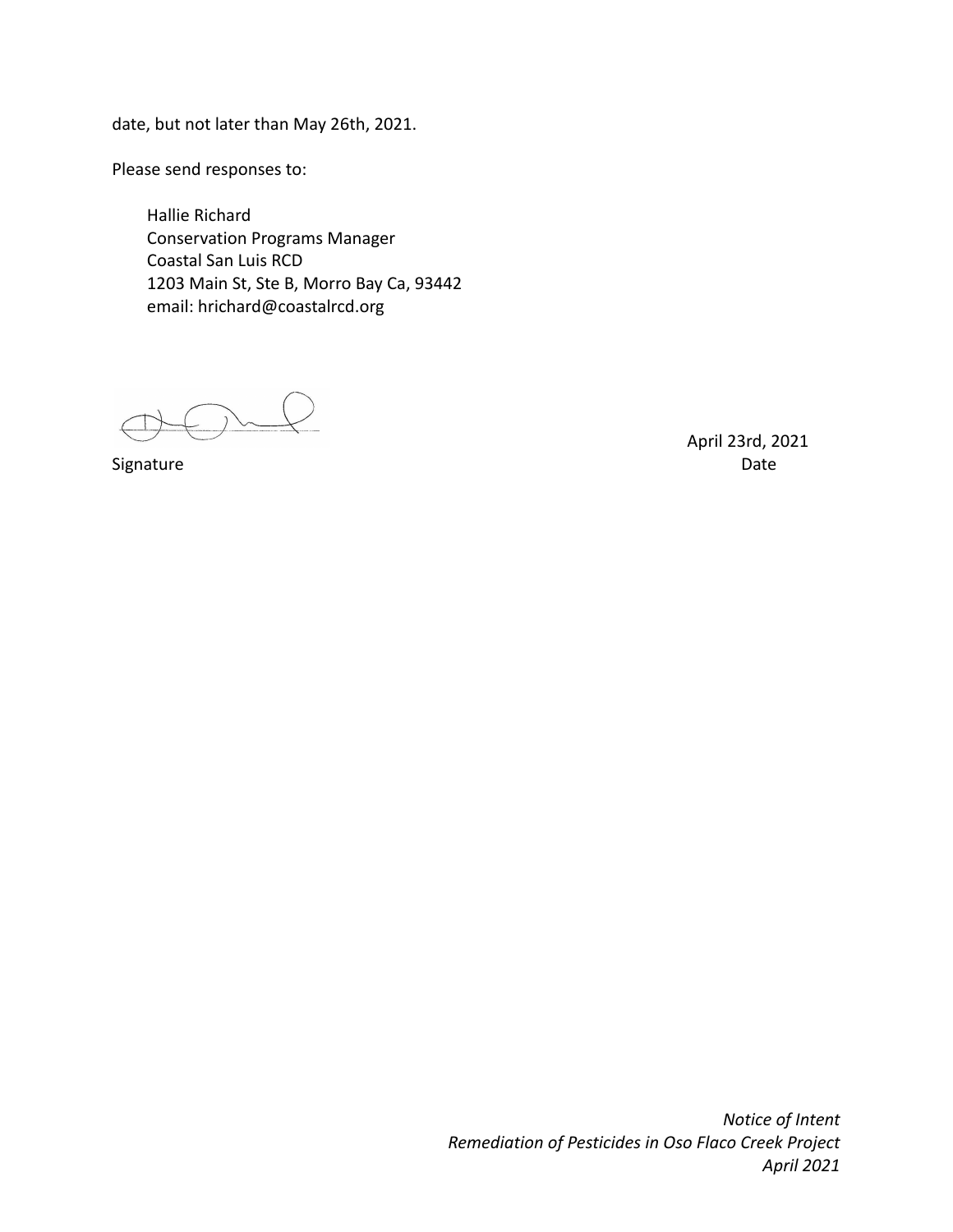date, but not later than May 26th, 2021.

Please send responses to:

Hallie Richard
Conservation Programs Manager
Coastal San Luis RCD
1203 Main St, Ste B, Morro Bay Ca, 93442
email: hrichard@coastalrcd.org

Signature

April 23rd, 2021
Date

*Notice of Intent*
*Remediation of Pesticides in Oso Flaco Creek Project*
*April 2021*